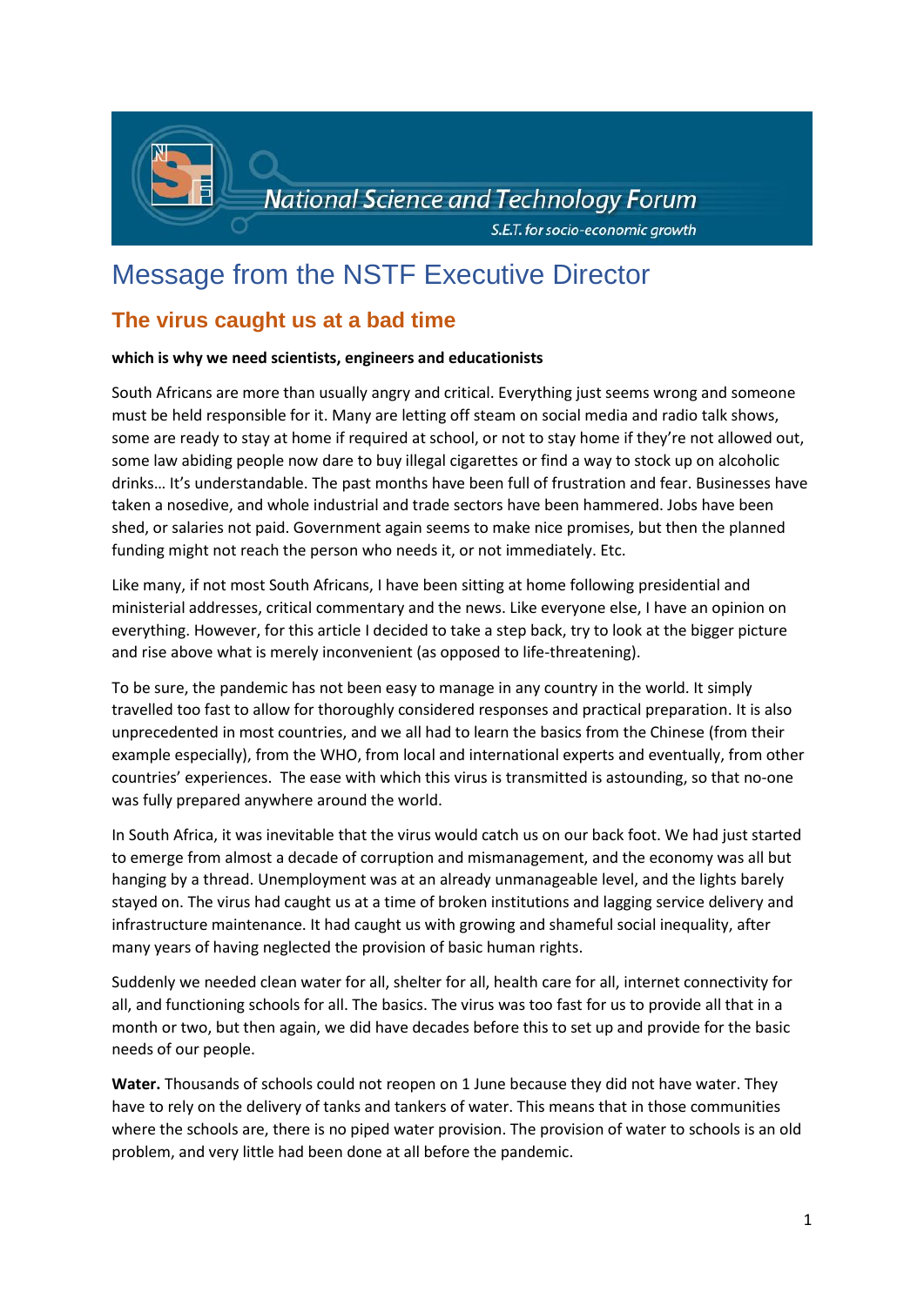National Science and Technology Forum

S.E.T. for socio-economic growth

# Message from the NSTF Executive Director

## The virus caught us at a bad time

**which is why we need scientists, engineers and educationists**

South Africans are more than usually angry and critical. Everything just seems wrong and someone must be held responsible for it. Many are letting off steam on social media and radio talk shows, some are ready to stay at home if required at school, or not to stay home if they're not allowed out, some law abiding people now dare to buy illegal cigarettes or find a way to stock up on alcoholic drinks… It's understandable. The past months have been full of frustration and fear. Businesses have taken a nosedive, and whole industrial and trade sectors have been hammered. Jobs have been shed, or salaries not paid. Government again seems to make nice promises, but then the planned funding might not reach the person who needs it, or not immediately. Etc.

Like many, if not most South Africans, I have been sitting at home following presidential and ministerial addresses, critical commentary and the news. Like everyone else, I have an opinion on everything. However, for this article I decided to take a step back, try to look at the bigger picture and rise above what is merely inconvenient (as opposed to life-threatening).

To be sure, the pandemic has not been easy to manage in any country in the world. It simply travelled too fast to allow for thoroughly considered responses and practical preparation. It is also unprecedented in most countries, and we all had to learn the basics from the Chinese (from their example especially), from the WHO, from local and international experts and eventually, from other countries' experiences. The ease with which this virus is transmitted is astounding, so that no-one was fully prepared anywhere around the world.

In South Africa, it was inevitable that the virus would catch us on our back foot. We had just started to emerge from almost a decade of corruption and mismanagement, and the economy was all but hanging by a thread. Unemployment was at an already unmanageable level, and the lights barely stayed on. The virus had caught us at a time of broken institutions and lagging service delivery and infrastructure maintenance. It had caught us with growing and shameful social inequality, after many years of having neglected the provision of basic human rights.

Suddenly we needed clean water for all, shelter for all, health care for all, internet connectivity for all, and functioning schools for all. The basics. The virus was too fast for us to provide all that in a month or two, but then again, we did have decades before this to set up and provide for the basic needs of our people.

**Water.** Thousands of schools could not reopen on 1 June because they did not have water. They have to rely on the delivery of tanks and tankers of water. This means that in those communities where the schools are, there is no piped water provision. The provision of water to schools is an old problem, and very little had been done at all before the pandemic.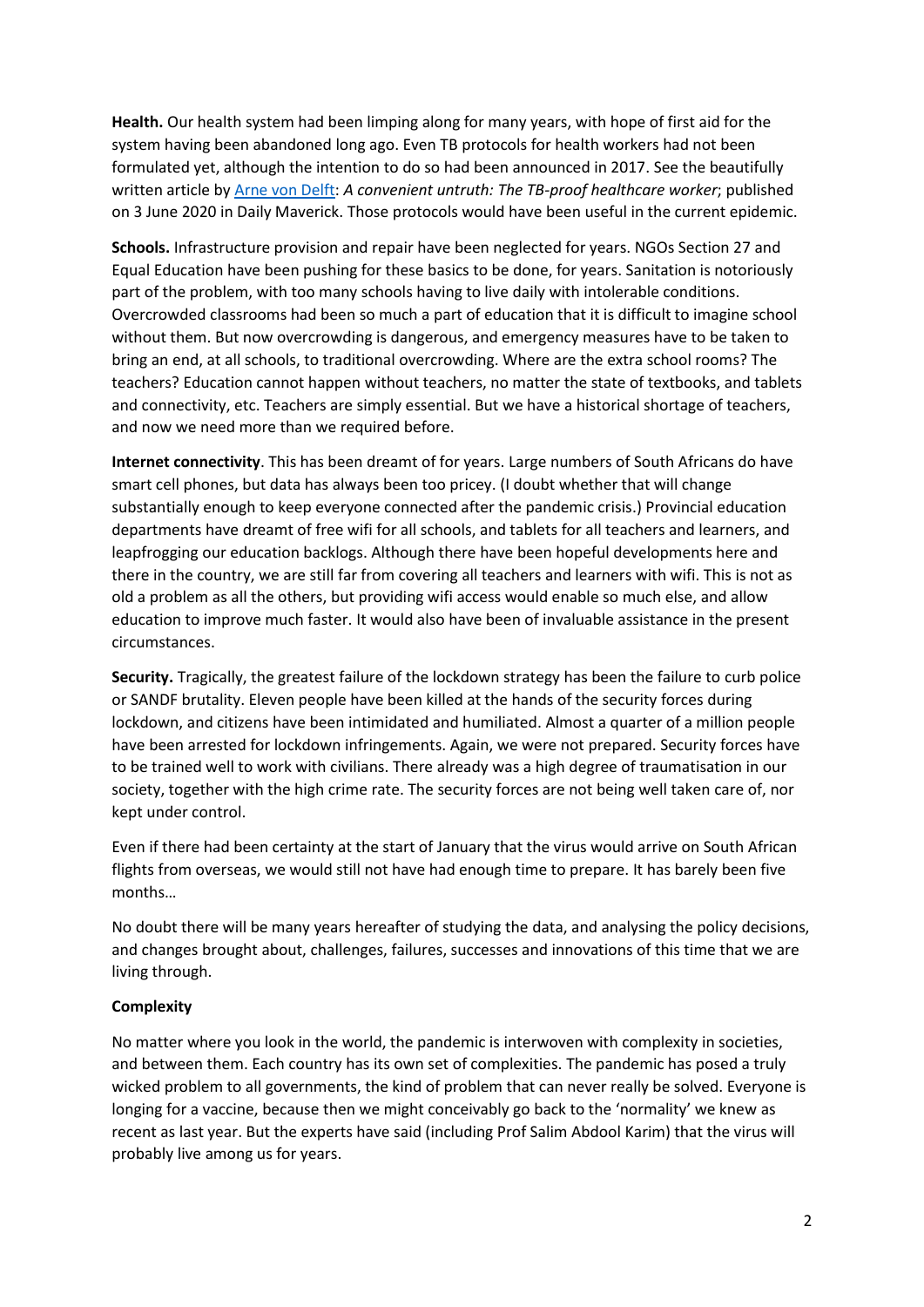**Health.** Our health system had been limping along for many years, with hope of first aid for the system having been abandoned long ago. Even TB protocols for health workers had not been formulated yet, although the intention to do so had been announced in 2017. See the beautifully written article by Arne von Delft: *A convenient untruth: The TB-proof healthcare worker*; published on 3 June 2020 in Daily Maverick. Those protocols would have been useful in the current epidemic.

**Schools.** Infrastructure provision and repair have been neglected for years. NGOs Section 27 and Equal Education have been pushing for these basics to be done, for years. Sanitation is notoriously part of the problem, with too many schools having to live daily with intolerable conditions. Overcrowded classrooms had been so much a part of education that it is difficult to imagine school without them. But now overcrowding is dangerous, and emergency measures have to be taken to bring an end, at all schools, to traditional overcrowding. Where are the extra school rooms? The teachers? Education cannot happen without teachers, no matter the state of textbooks, and tablets and connectivity, etc. Teachers are simply essential. But we have a historical shortage of teachers, and now we need more than we required before.

**Internet connectivity**. This has been dreamt of for years. Large numbers of South Africans do have smart cell phones, but data has always been too pricey. (I doubt whether that will change substantially enough to keep everyone connected after the pandemic crisis.) Provincial education departments have dreamt of free wifi for all schools, and tablets for all teachers and learners, and leapfrogging our education backlogs. Although there have been hopeful developments here and there in the country, we are still far from covering all teachers and learners with wifi. This is not as old a problem as all the others, but providing wifi access would enable so much else, and allow education to improve much faster. It would also have been of invaluable assistance in the present circumstances.

**Security.** Tragically, the greatest failure of the lockdown strategy has been the failure to curb police or SANDF brutality. Eleven people have been killed at the hands of the security forces during lockdown, and citizens have been intimidated and humiliated. Almost a quarter of a million people have been arrested for lockdown infringements. Again, we were not prepared. Security forces have to be trained well to work with civilians. There already was a high degree of traumatisation in our society, together with the high crime rate. The security forces are not being well taken care of, nor kept under control.

Even if there had been certainty at the start of January that the virus would arrive on South African flights from overseas, we would still not have had enough time to prepare. It has barely been five months…

No doubt there will be many years hereafter of studying the data, and analysing the policy decisions, and changes brought about, challenges, failures, successes and innovations of this time that we are living through.

**Complexity**

No matter where you look in the world, the pandemic is interwoven with complexity in societies, and between them. Each country has its own set of complexities. The pandemic has posed a truly wicked problem to all governments, the kind of problem that can never really be solved. Everyone is longing for a vaccine, because then we might conceivably go back to the 'normality' we knew as recent as last year. But the experts have said (including Prof Salim Abdool Karim) that the virus will probably live among us for years.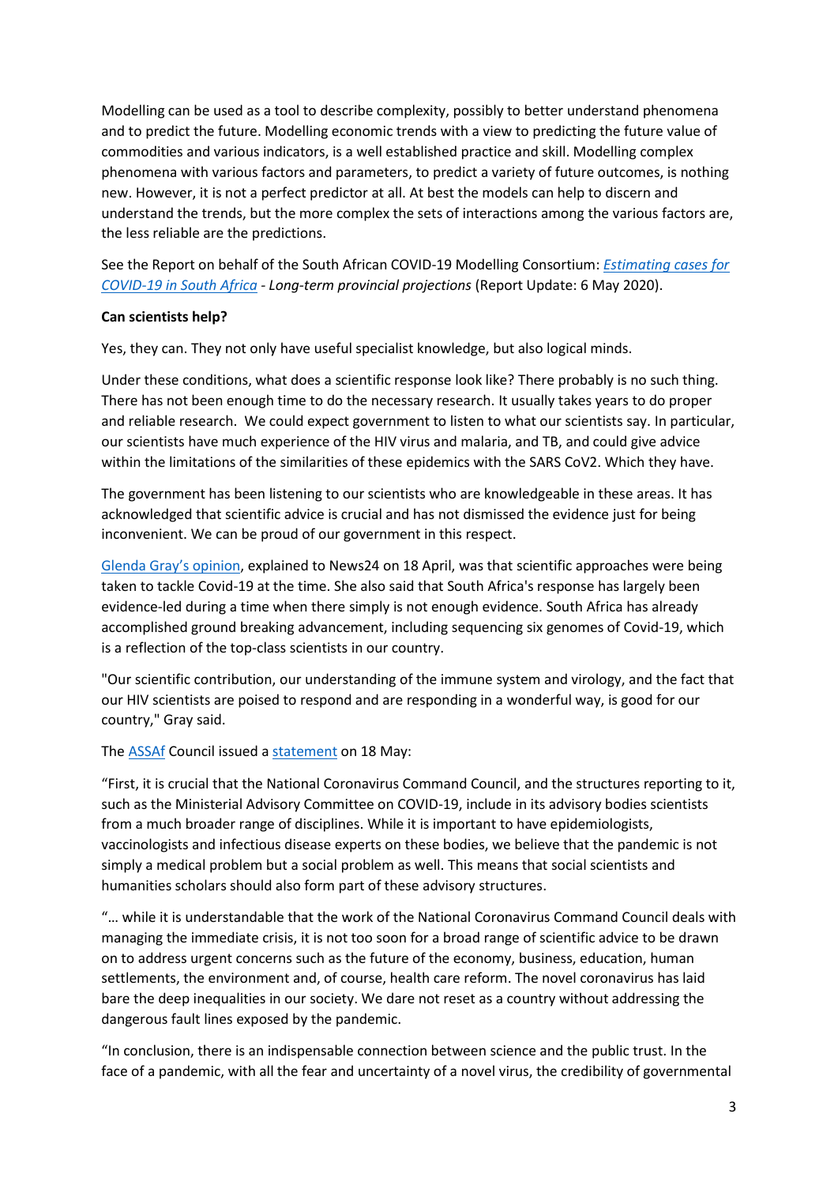Modelling can be used as a tool to describe complexity, possibly to better understand phenomena and to predict the future. Modelling economic trends with a view to predicting the future value of commodities and various indicators, is a well established practice and skill. Modelling complex phenomena with various factors and parameters, to predict a variety of future outcomes, is nothing new. However, it is not a perfect predictor at all. At best the models can help to discern and understand the trends, but the more complex the sets of interactions among the various factors are, the less reliable are the predictions.

See the Report on behalf of the South African COVID-19 Modelling Consortium: *Estimating cases for COVID-19 in South Africa - Long-term provincial projections* (Report Update: 6 May 2020).

**Can scientists help?**

Yes, they can. They not only have useful specialist knowledge, but also logical minds.

Under these conditions, what does a scientific response look like? There probably is no such thing. There has not been enough time to do the necessary research. It usually takes years to do proper and reliable research. We could expect government to listen to what our scientists say. In particular, our scientists have much experience of the HIV virus and malaria, and TB, and could give advice within the limitations of the similarities of these epidemics with the SARS CoV2. Which they have.

The government has been listening to our scientists who are knowledgeable in these areas. It has acknowledged that scientific advice is crucial and has not dismissed the evidence just for being inconvenient. We can be proud of our government in this respect.

Glenda Gray's opinion, explained to News24 on 18 April, was that scientific approaches were being taken to tackle Covid-19 at the time. She also said that South Africa's response has largely been evidence-led during a time when there simply is not enough evidence. South Africa has already accomplished ground breaking advancement, including sequencing six genomes of Covid-19, which is a reflection of the top-class scientists in our country.

"Our scientific contribution, our understanding of the immune system and virology, and the fact that our HIV scientists are poised to respond and are responding in a wonderful way, is good for our country," Gray said.

The ASSAf Council issued a statement on 18 May:

"First, it is crucial that the National Coronavirus Command Council, and the structures reporting to it, such as the Ministerial Advisory Committee on COVID-19, include in its advisory bodies scientists from a much broader range of disciplines. While it is important to have epidemiologists, vaccinologists and infectious disease experts on these bodies, we believe that the pandemic is not simply a medical problem but a social problem as well. This means that social scientists and humanities scholars should also form part of these advisory structures.

"… while it is understandable that the work of the National Coronavirus Command Council deals with managing the immediate crisis, it is not too soon for a broad range of scientific advice to be drawn on to address urgent concerns such as the future of the economy, business, education, human settlements, the environment and, of course, health care reform. The novel coronavirus has laid bare the deep inequalities in our society. We dare not reset as a country without addressing the dangerous fault lines exposed by the pandemic.

"In conclusion, there is an indispensable connection between science and the public trust. In the face of a pandemic, with all the fear and uncertainty of a novel virus, the credibility of governmental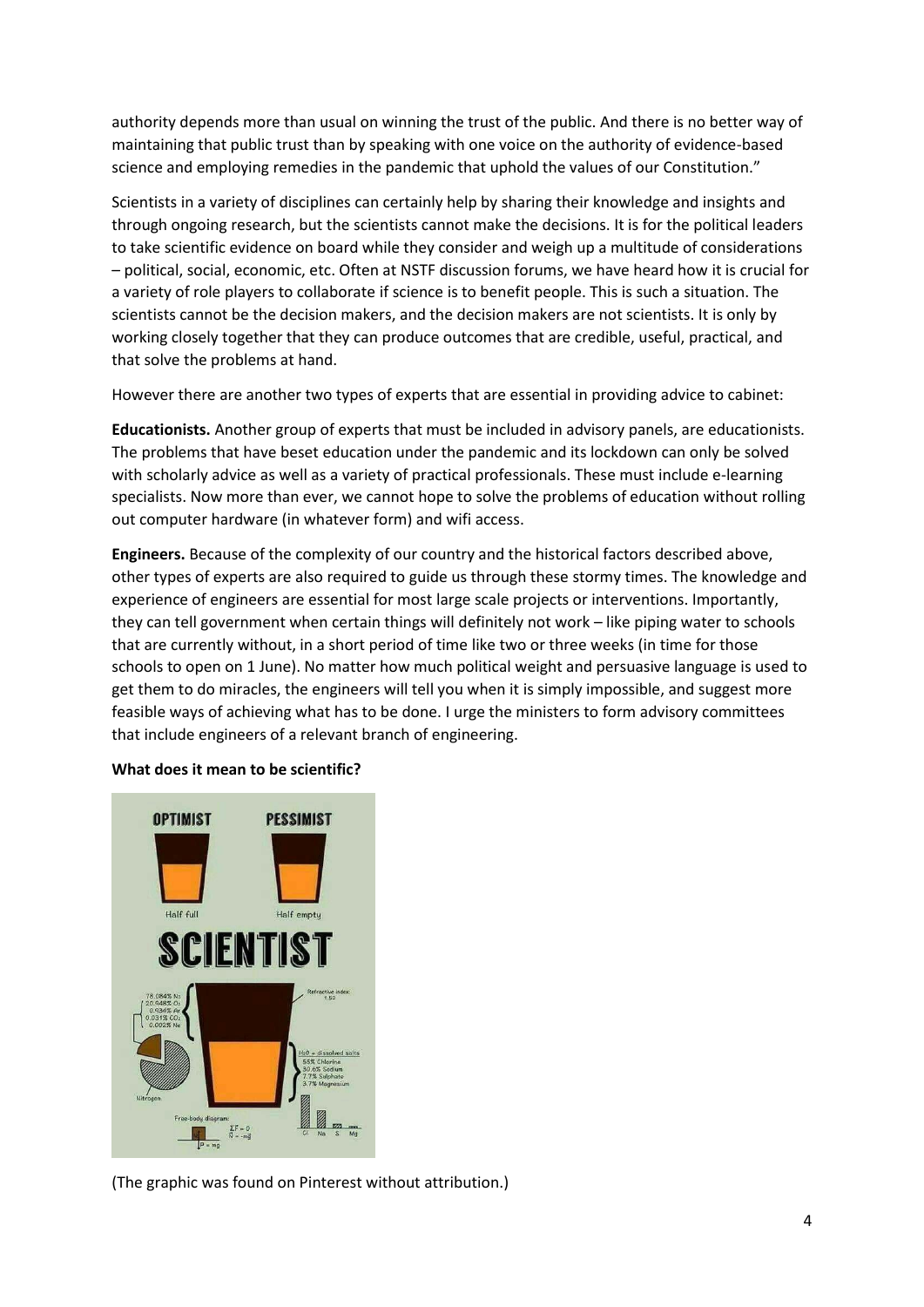authority depends more than usual on winning the trust of the public. And there is no better way of maintaining that public trust than by speaking with one voice on the authority of evidence-based science and employing remedies in the pandemic that uphold the values of our Constitution."

Scientists in a variety of disciplines can certainly help by sharing their knowledge and insights and through ongoing research, but the scientists cannot make the decisions. It is for the political leaders to take scientific evidence on board while they consider and weigh up a multitude of considerations – political, social, economic, etc. Often at NSTF discussion forums, we have heard how it is crucial for a variety of role players to collaborate if science is to benefit people. This is such a situation. The scientists cannot be the decision makers, and the decision makers are not scientists. It is only by working closely together that they can produce outcomes that are credible, useful, practical, and that solve the problems at hand.

However there are another two types of experts that are essential in providing advice to cabinet:

**Educationists.** Another group of experts that must be included in advisory panels, are educationists. The problems that have beset education under the pandemic and its lockdown can only be solved with scholarly advice as well as a variety of practical professionals. These must include e-learning specialists. Now more than ever, we cannot hope to solve the problems of education without rolling out computer hardware (in whatever form) and wifi access.

**Engineers.** Because of the complexity of our country and the historical factors described above, other types of experts are also required to guide us through these stormy times. The knowledge and experience of engineers are essential for most large scale projects or interventions. Importantly, they can tell government when certain things will definitely not work – like piping water to schools that are currently without, in a short period of time like two or three weeks (in time for those schools to open on 1 June). No matter how much political weight and persuasive language is used to get them to do miracles, the engineers will tell you when it is simply impossible, and suggest more feasible ways of achieving what has to be done. I urge the ministers to form advisory committees that include engineers of a relevant branch of engineering.

**What does it mean to be scientific?**

(The graphic was found on Pinterest without attribution.)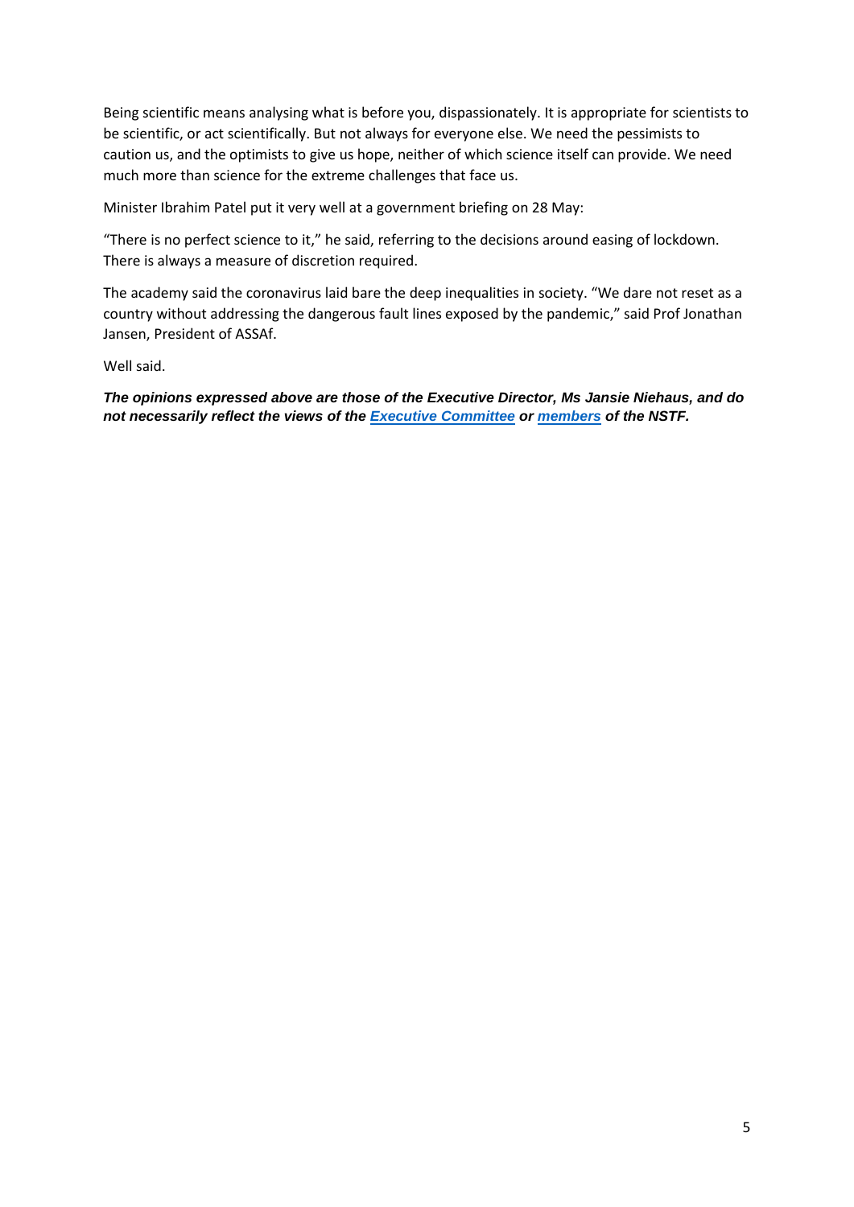Being scientific means analysing what is before you, dispassionately. It is appropriate for scientists to be scientific, or act scientifically. But not always for everyone else. We need the pessimists to caution us, and the optimists to give us hope, neither of which science itself can provide. We need much more than science for the extreme challenges that face us.

Minister Ibrahim Patel put it very well at a government briefing on 28 May:

"There is no perfect science to it," he said, referring to the decisions around easing of lockdown. There is always a measure of discretion required.

The academy said the coronavirus laid bare the deep inequalities in society. "We dare not reset as a country without addressing the dangerous fault lines exposed by the pandemic," said Prof Jonathan Jansen, President of ASSAf.

Well said.

***The opinions expressed above are those of the Executive Director, Ms Jansie Niehaus, and do not necessarily reflect the views of the Executive Committee or members of the NSTF.***